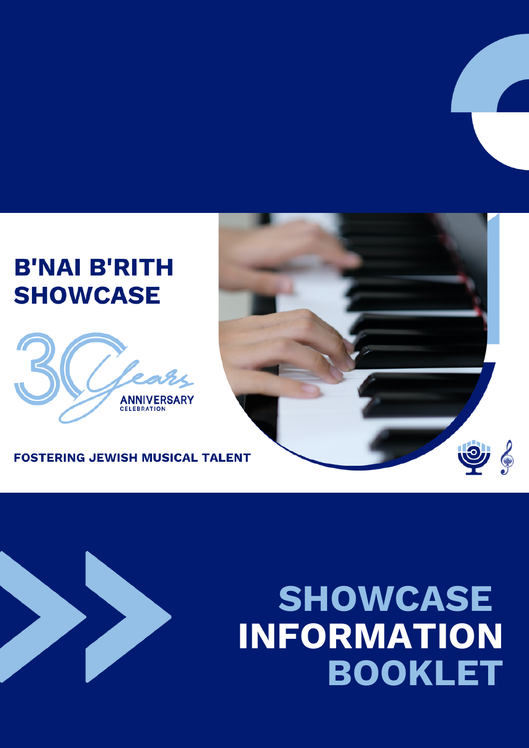# B'NAI B'RITH SHOWCASE

30 Years ANNIVERSARY CELEBRATION

**FOSTERING JEWISH MUSICAL TALENT**

# SHOWCASE INFORMATION BOOKLET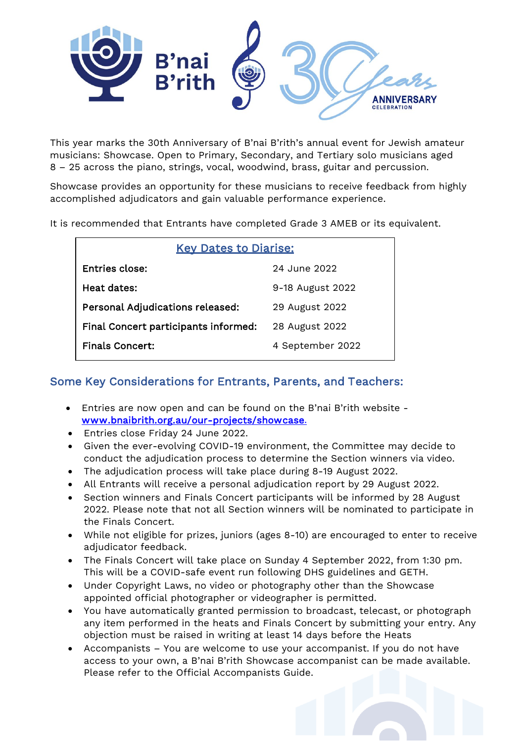This year marks the 30th Anniversary of B'nai B'rith's annual event for Jewish amateur musicians: Showcase. Open to Primary, Secondary, and Tertiary solo musicians aged 8 – 25 across the piano, strings, vocal, woodwind, brass, guitar and percussion.

Showcase provides an opportunity for these musicians to receive feedback from highly accomplished adjudicators and gain valuable performance experience.

It is recommended that Entrants have completed Grade 3 AMEB or its equivalent.

| Key Dates to Diarise: | |
|---|---|
| **Entries close:** | 24 June 2022 |
| **Heat dates:** | 9-18 August 2022 |
| **Personal Adjudications released:** | 29 August 2022 |
| **Final Concert participants informed:** | 28 August 2022 |
| **Finals Concert:** | 4 September 2022 |

## Some Key Considerations for Entrants, Parents, and Teachers:

- Entries are now open and can be found on the B'nai B'rith website - [www.bnaibrith.org.au/our-projects/showcase](www.bnaibrith.org.au/our-projects/showcase).
- Entries close Friday 24 June 2022.
- Given the ever-evolving COVID-19 environment, the Committee may decide to conduct the adjudication process to determine the Section winners via video.
- The adjudication process will take place during 8-19 August 2022.
- All Entrants will receive a personal adjudication report by 29 August 2022.
- Section winners and Finals Concert participants will be informed by 28 August 2022. Please note that not all Section winners will be nominated to participate in the Finals Concert.
- While not eligible for prizes, juniors (ages 8-10) are encouraged to enter to receive adjudicator feedback.
- The Finals Concert will take place on Sunday 4 September 2022, from 1:30 pm. This will be a COVID-safe event run following DHS guidelines and GETH.
- Under Copyright Laws, no video or photography other than the Showcase appointed official photographer or videographer is permitted.
- You have automatically granted permission to broadcast, telecast, or photograph any item performed in the heats and Finals Concert by submitting your entry. Any objection must be raised in writing at least 14 days before the Heats
- Accompanists – You are welcome to use your accompanist. If you do not have access to your own, a B'nai B'rith Showcase accompanist can be made available. Please refer to the Official Accompanists Guide.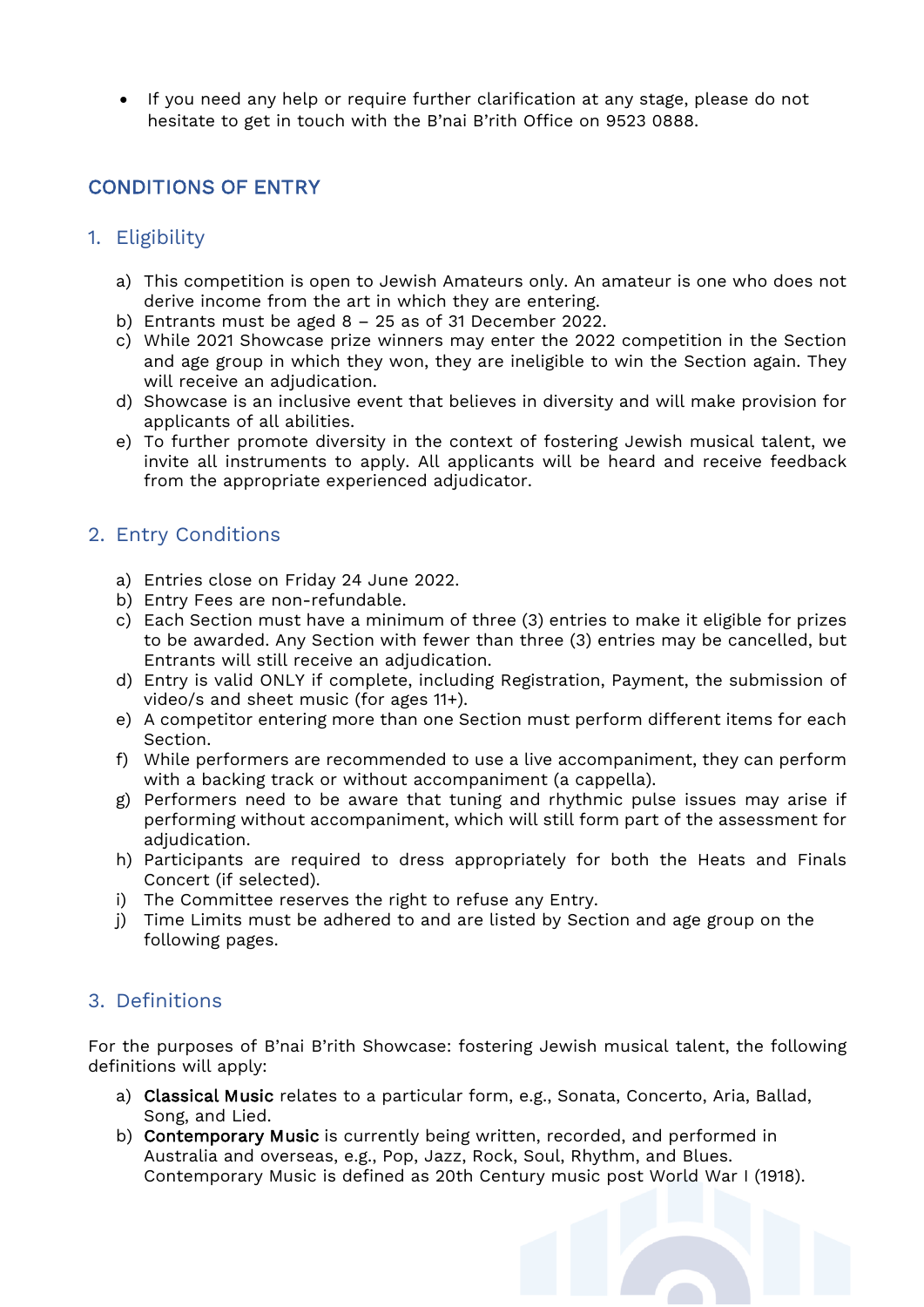- If you need any help or require further clarification at any stage, please do not hesitate to get in touch with the B'nai B'rith Office on 9523 0888.

## CONDITIONS OF ENTRY

### 1. Eligibility

a) This competition is open to Jewish Amateurs only. An amateur is one who does not derive income from the art in which they are entering.
b) Entrants must be aged 8 – 25 as of 31 December 2022.
c) While 2021 Showcase prize winners may enter the 2022 competition in the Section and age group in which they won, they are ineligible to win the Section again. They will receive an adjudication.
d) Showcase is an inclusive event that believes in diversity and will make provision for applicants of all abilities.
e) To further promote diversity in the context of fostering Jewish musical talent, we invite all instruments to apply. All applicants will be heard and receive feedback from the appropriate experienced adjudicator.

### 2. Entry Conditions

a) Entries close on Friday 24 June 2022.
b) Entry Fees are non-refundable.
c) Each Section must have a minimum of three (3) entries to make it eligible for prizes to be awarded. Any Section with fewer than three (3) entries may be cancelled, but Entrants will still receive an adjudication.
d) Entry is valid ONLY if complete, including Registration, Payment, the submission of video/s and sheet music (for ages 11+).
e) A competitor entering more than one Section must perform different items for each Section.
f) While performers are recommended to use a live accompaniment, they can perform with a backing track or without accompaniment (a cappella).
g) Performers need to be aware that tuning and rhythmic pulse issues may arise if performing without accompaniment, which will still form part of the assessment for adjudication.
h) Participants are required to dress appropriately for both the Heats and Finals Concert (if selected).
i) The Committee reserves the right to refuse any Entry.
j) Time Limits must be adhered to and are listed by Section and age group on the following pages.

### 3. Definitions

For the purposes of B'nai B'rith Showcase: fostering Jewish musical talent, the following definitions will apply:

a) **Classical Music** relates to a particular form, e.g., Sonata, Concerto, Aria, Ballad, Song, and Lied.
b) **Contemporary Music** is currently being written, recorded, and performed in Australia and overseas, e.g., Pop, Jazz, Rock, Soul, Rhythm, and Blues. Contemporary Music is defined as 20th Century music post World War I (1918).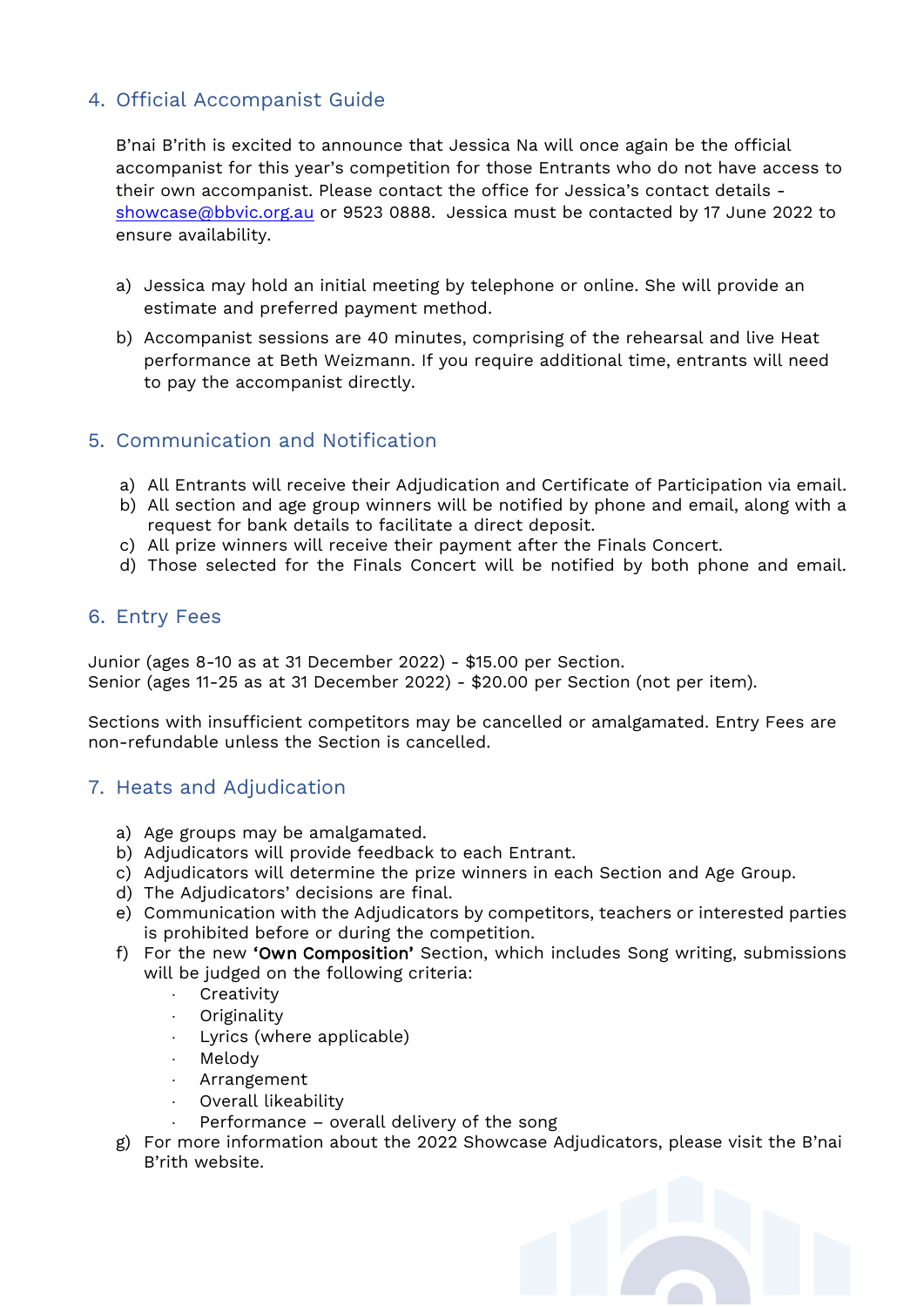## 4. Official Accompanist Guide

B'nai B'rith is excited to announce that Jessica Na will once again be the official accompanist for this year's competition for those Entrants who do not have access to their own accompanist. Please contact the office for Jessica's contact details - showcase@bbvic.org.au or 9523 0888. Jessica must be contacted by 17 June 2022 to ensure availability.

a) Jessica may hold an initial meeting by telephone or online. She will provide an estimate and preferred payment method.

b) Accompanist sessions are 40 minutes, comprising of the rehearsal and live Heat performance at Beth Weizmann. If you require additional time, entrants will need to pay the accompanist directly.

## 5. Communication and Notification

a) All Entrants will receive their Adjudication and Certificate of Participation via email.
b) All section and age group winners will be notified by phone and email, along with a request for bank details to facilitate a direct deposit.
c) All prize winners will receive their payment after the Finals Concert.
d) Those selected for the Finals Concert will be notified by both phone and email.

## 6. Entry Fees

Junior (ages 8-10 as at 31 December 2022) - $15.00 per Section.
Senior (ages 11-25 as at 31 December 2022) - $20.00 per Section (not per item).

Sections with insufficient competitors may be cancelled or amalgamated. Entry Fees are non-refundable unless the Section is cancelled.

## 7. Heats and Adjudication

a) Age groups may be amalgamated.
b) Adjudicators will provide feedback to each Entrant.
c) Adjudicators will determine the prize winners in each Section and Age Group.
d) The Adjudicators' decisions are final.
e) Communication with the Adjudicators by competitors, teachers or interested parties is prohibited before or during the competition.
f) For the new **'Own Composition'** Section, which includes Song writing, submissions will be judged on the following criteria:
   - Creativity
   - Originality
   - Lyrics (where applicable)
   - Melody
   - Arrangement
   - Overall likeability
   - Performance – overall delivery of the song
g) For more information about the 2022 Showcase Adjudicators, please visit the B'nai B'rith website.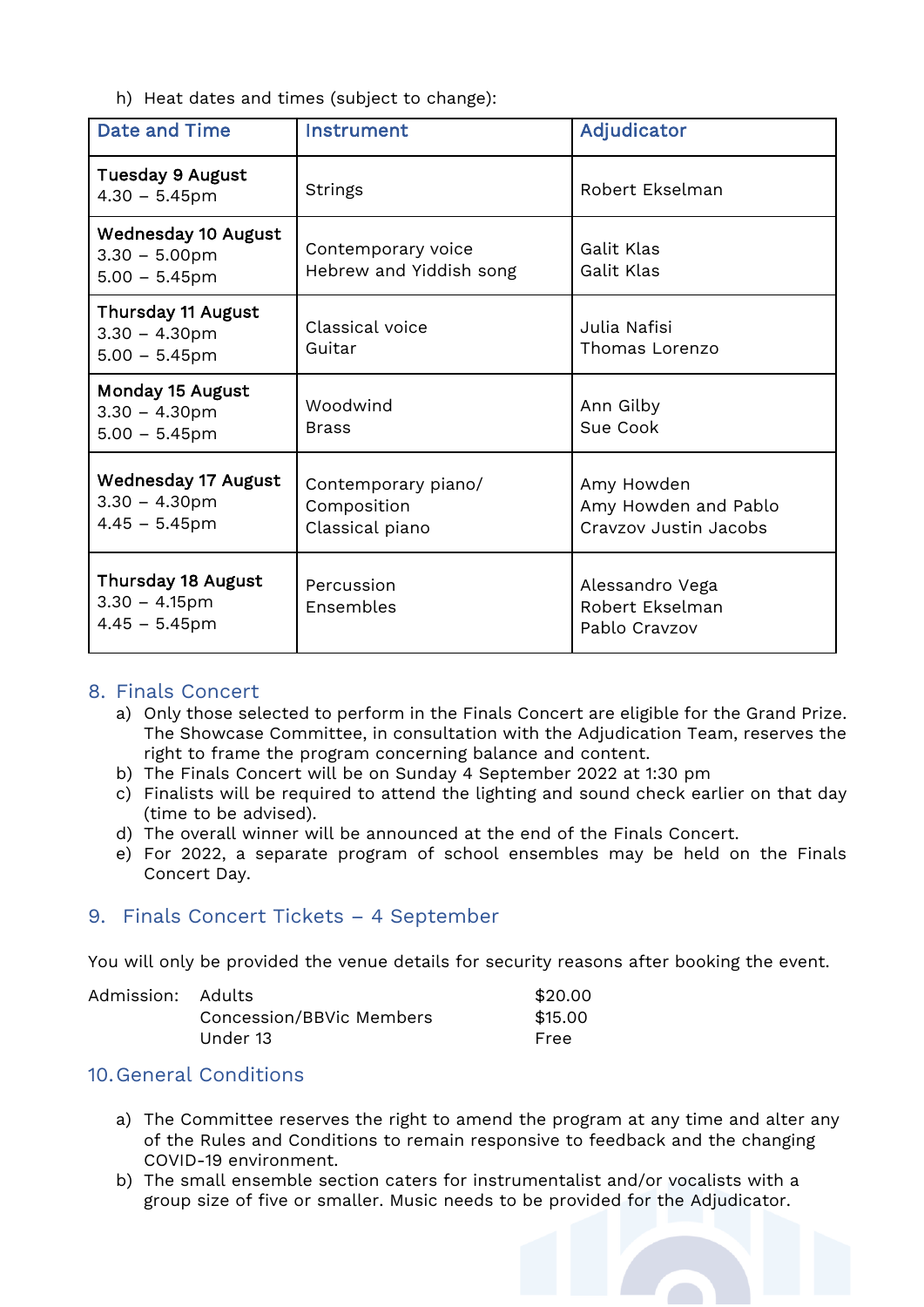h) Heat dates and times (subject to change):

| Date and Time | Instrument | Adjudicator |
| --- | --- | --- |
| **Tuesday 9 August**<br>4.30 – 5.45pm | Strings | Robert Ekselman |
| **Wednesday 10 August**<br>3.30 – 5.00pm<br>5.00 – 5.45pm | Contemporary voice<br>Hebrew and Yiddish song | Galit Klas<br>Galit Klas |
| **Thursday 11 August**<br>3.30 – 4.30pm<br>5.00 – 5.45pm | Classical voice<br>Guitar | Julia Nafisi<br>Thomas Lorenzo |
| **Monday 15 August**<br>3.30 – 4.30pm<br>5.00 – 5.45pm | Woodwind<br>Brass | Ann Gilby<br>Sue Cook |
| **Wednesday 17 August**<br>3.30 – 4.30pm<br>4.45 – 5.45pm | Contemporary piano/<br>Composition<br>Classical piano | Amy Howden<br>Amy Howden and Pablo<br>Cravzov Justin Jacobs |
| **Thursday 18 August**<br>3.30 – 4.15pm<br>4.45 – 5.45pm | Percussion<br>Ensembles | Alessandro Vega<br>Robert Ekselman<br>Pablo Cravzov |

## 8. Finals Concert

a) Only those selected to perform in the Finals Concert are eligible for the Grand Prize. The Showcase Committee, in consultation with the Adjudication Team, reserves the right to frame the program concerning balance and content.
b) The Finals Concert will be on Sunday 4 September 2022 at 1:30 pm
c) Finalists will be required to attend the lighting and sound check earlier on that day (time to be advised).
d) The overall winner will be announced at the end of the Finals Concert.
e) For 2022, a separate program of school ensembles may be held on the Finals Concert Day.

## 9. Finals Concert Tickets – 4 September

You will only be provided the venue details for security reasons after booking the event.

| Admission: | | |
| --- | --- | --- |
| | Adults | $20.00 |
| | Concession/BBVic Members | $15.00 |
| | Under 13 | Free |

## 10. General Conditions

a) The Committee reserves the right to amend the program at any time and alter any of the Rules and Conditions to remain responsive to feedback and the changing COVID-19 environment.
b) The small ensemble section caters for instrumentalist and/or vocalists with a group size of five or smaller. Music needs to be provided for the Adjudicator.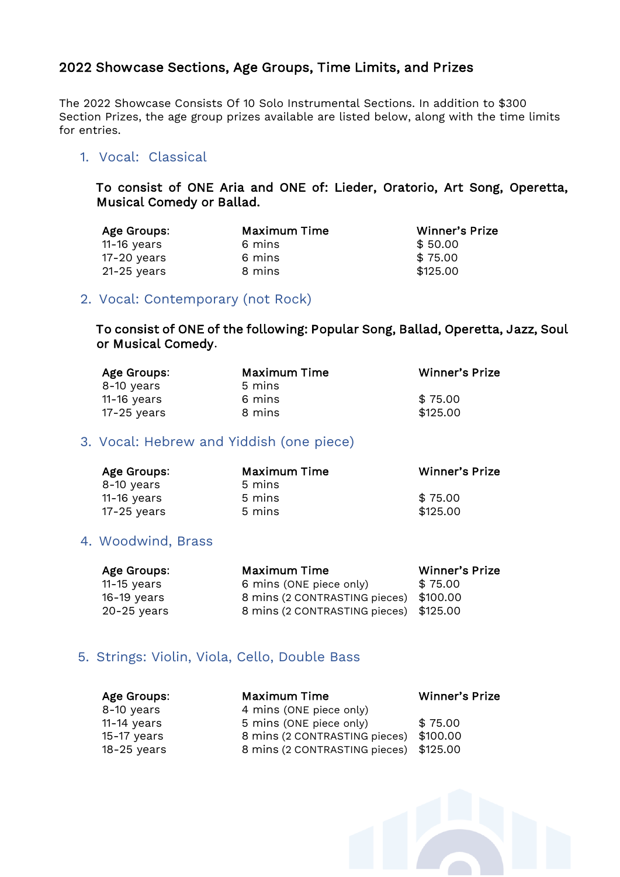## 2022 Showcase Sections, Age Groups, Time Limits, and Prizes

The 2022 Showcase Consists Of 10 Solo Instrumental Sections. In addition to $300 Section Prizes, the age group prizes available are listed below, along with the time limits for entries.

### 1. Vocal: Classical

**To consist of ONE Aria and ONE of: Lieder, Oratorio, Art Song, Operetta, Musical Comedy or Ballad.**

| Age Groups: | Maximum Time | Winner's Prize |
|---|---|---|
| 11-16 years | 6 mins | $ 50.00 |
| 17-20 years | 6 mins | $ 75.00 |
| 21-25 years | 8 mins | $125.00 |

### 2. Vocal: Contemporary (not Rock)

**To consist of ONE of the following: Popular Song, Ballad, Operetta, Jazz, Soul or Musical Comedy.**

| Age Groups: | Maximum Time | Winner's Prize |
|---|---|---|
| 8-10 years | 5 mins | |
| 11-16 years | 6 mins | $ 75.00 |
| 17-25 years | 8 mins | $125.00 |

### 3. Vocal: Hebrew and Yiddish (one piece)

| Age Groups: | Maximum Time | Winner's Prize |
|---|---|---|
| 8-10 years | 5 mins | |
| 11-16 years | 5 mins | $ 75.00 |
| 17-25 years | 5 mins | $125.00 |

### 4. Woodwind, Brass

| Age Groups: | Maximum Time | Winner's Prize |
|---|---|---|
| 11-15 years | 6 mins (ONE piece only) | $ 75.00 |
| 16-19 years | 8 mins (2 CONTRASTING pieces) | $100.00 |
| 20-25 years | 8 mins (2 CONTRASTING pieces) | $125.00 |

### 5. Strings: Violin, Viola, Cello, Double Bass

| Age Groups: | Maximum Time | Winner's Prize |
|---|---|---|
| 8-10 years | 4 mins (ONE piece only) | |
| 11-14 years | 5 mins (ONE piece only) | $ 75.00 |
| 15-17 years | 8 mins (2 CONTRASTING pieces) | $100.00 |
| 18-25 years | 8 mins (2 CONTRASTING pieces) | $125.00 |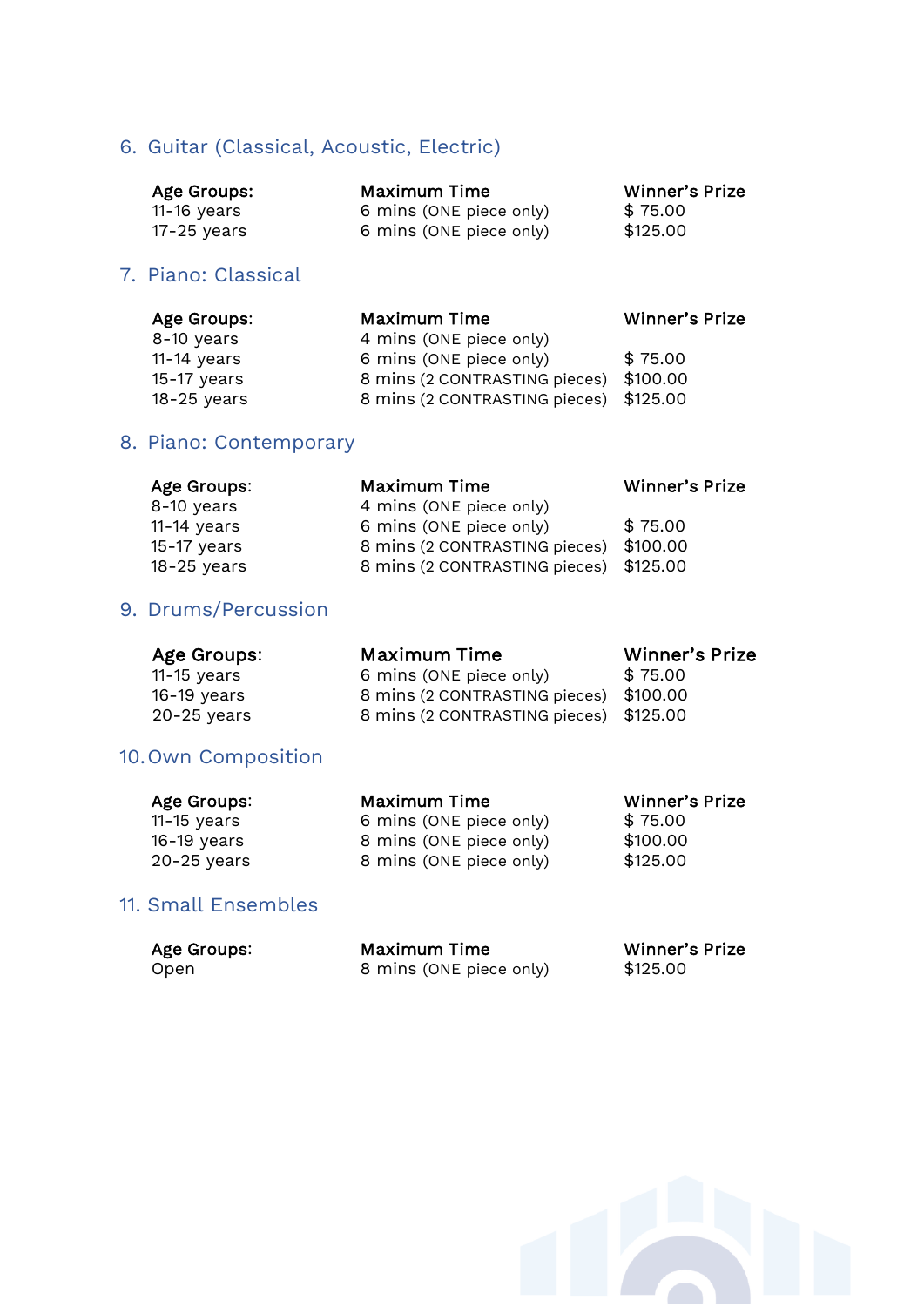## 6. Guitar (Classical, Acoustic, Electric)

| Age Groups: | Maximum Time | Winner's Prize |
|---|---|---|
| 11-16 years | 6 mins (ONE piece only) | $ 75.00 |
| 17-25 years | 6 mins (ONE piece only) | $125.00 |

## 7. Piano: Classical

| Age Groups: | Maximum Time | Winner's Prize |
|---|---|---|
| 8-10 years | 4 mins (ONE piece only) | |
| 11-14 years | 6 mins (ONE piece only) | $ 75.00 |
| 15-17 years | 8 mins (2 CONTRASTING pieces) | $100.00 |
| 18-25 years | 8 mins (2 CONTRASTING pieces) | $125.00 |

## 8. Piano: Contemporary

| Age Groups: | Maximum Time | Winner's Prize |
|---|---|---|
| 8-10 years | 4 mins (ONE piece only) | |
| 11-14 years | 6 mins (ONE piece only) | $ 75.00 |
| 15-17 years | 8 mins (2 CONTRASTING pieces) | $100.00 |
| 18-25 years | 8 mins (2 CONTRASTING pieces) | $125.00 |

## 9. Drums/Percussion

| Age Groups: | Maximum Time | Winner's Prize |
|---|---|---|
| 11-15 years | 6 mins (ONE piece only) | $ 75.00 |
| 16-19 years | 8 mins (2 CONTRASTING pieces) | $100.00 |
| 20-25 years | 8 mins (2 CONTRASTING pieces) | $125.00 |

## 10. Own Composition

| Age Groups: | Maximum Time | Winner's Prize |
|---|---|---|
| 11-15 years | 6 mins (ONE piece only) | $ 75.00 |
| 16-19 years | 8 mins (ONE piece only) | $100.00 |
| 20-25 years | 8 mins (ONE piece only) | $125.00 |

## 11. Small Ensembles

| Age Groups: | Maximum Time | Winner's Prize |
|---|---|---|
| Open | 8 mins (ONE piece only) | $125.00 |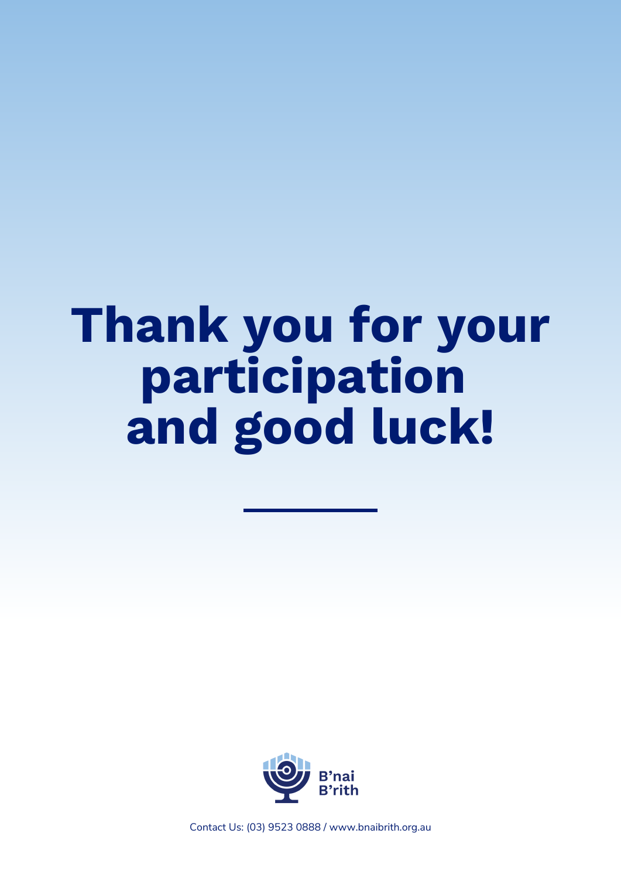# Thank you for your participation and good luck!

B'nai B'rith

Contact Us: (03) 9523 0888 / www.bnaibrith.org.au